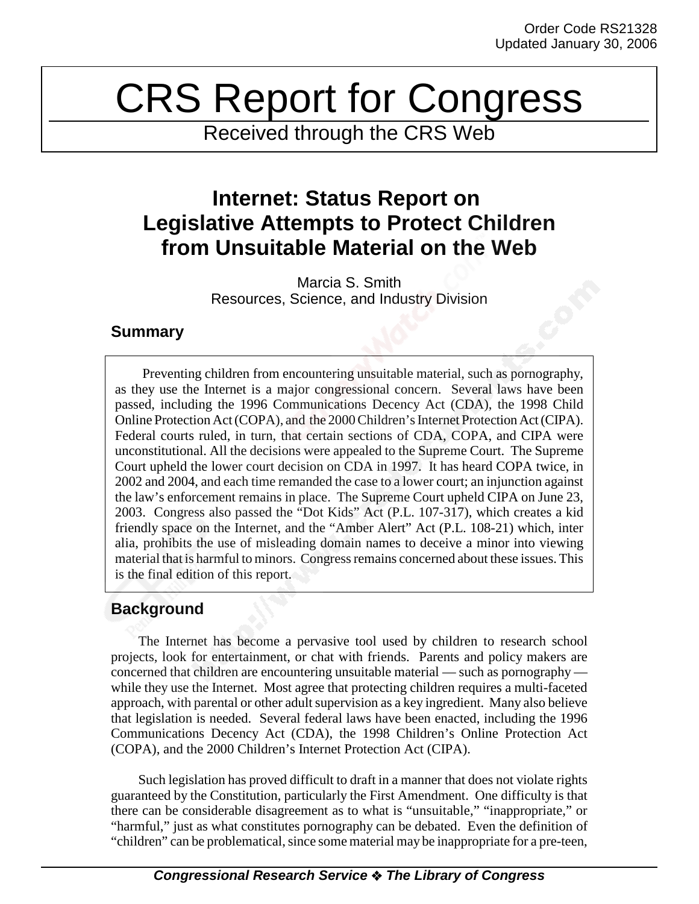Order Code RS21328
Updated January 30, 2006

# CRS Report for Congress

Received through the CRS Web

## Internet: Status Report on Legislative Attempts to Protect Children from Unsuitable Material on the Web

Marcia S. Smith
Resources, Science, and Industry Division

### Summary

Preventing children from encountering unsuitable material, such as pornography, as they use the Internet is a major congressional concern. Several laws have been passed, including the 1996 Communications Decency Act (CDA), the 1998 Child Online Protection Act (COPA), and the 2000 Children's Internet Protection Act (CIPA). Federal courts ruled, in turn, that certain sections of CDA, COPA, and CIPA were unconstitutional. All the decisions were appealed to the Supreme Court. The Supreme Court upheld the lower court decision on CDA in 1997. It has heard COPA twice, in 2002 and 2004, and each time remanded the case to a lower court; an injunction against the law's enforcement remains in place. The Supreme Court upheld CIPA on June 23, 2003. Congress also passed the "Dot Kids" Act (P.L. 107-317), which creates a kid friendly space on the Internet, and the "Amber Alert" Act (P.L. 108-21) which, inter alia, prohibits the use of misleading domain names to deceive a minor into viewing material that is harmful to minors. Congress remains concerned about these issues. This is the final edition of this report.

### Background

The Internet has become a pervasive tool used by children to research school projects, look for entertainment, or chat with friends. Parents and policy makers are concerned that children are encountering unsuitable material — such as pornography — while they use the Internet. Most agree that protecting children requires a multi-faceted approach, with parental or other adult supervision as a key ingredient. Many also believe that legislation is needed. Several federal laws have been enacted, including the 1996 Communications Decency Act (CDA), the 1998 Children's Online Protection Act (COPA), and the 2000 Children's Internet Protection Act (CIPA).

Such legislation has proved difficult to draft in a manner that does not violate rights guaranteed by the Constitution, particularly the First Amendment. One difficulty is that there can be considerable disagreement as to what is "unsuitable," "inappropriate," or "harmful," just as what constitutes pornography can be debated. Even the definition of "children" can be problematical, since some material may be inappropriate for a pre-teen,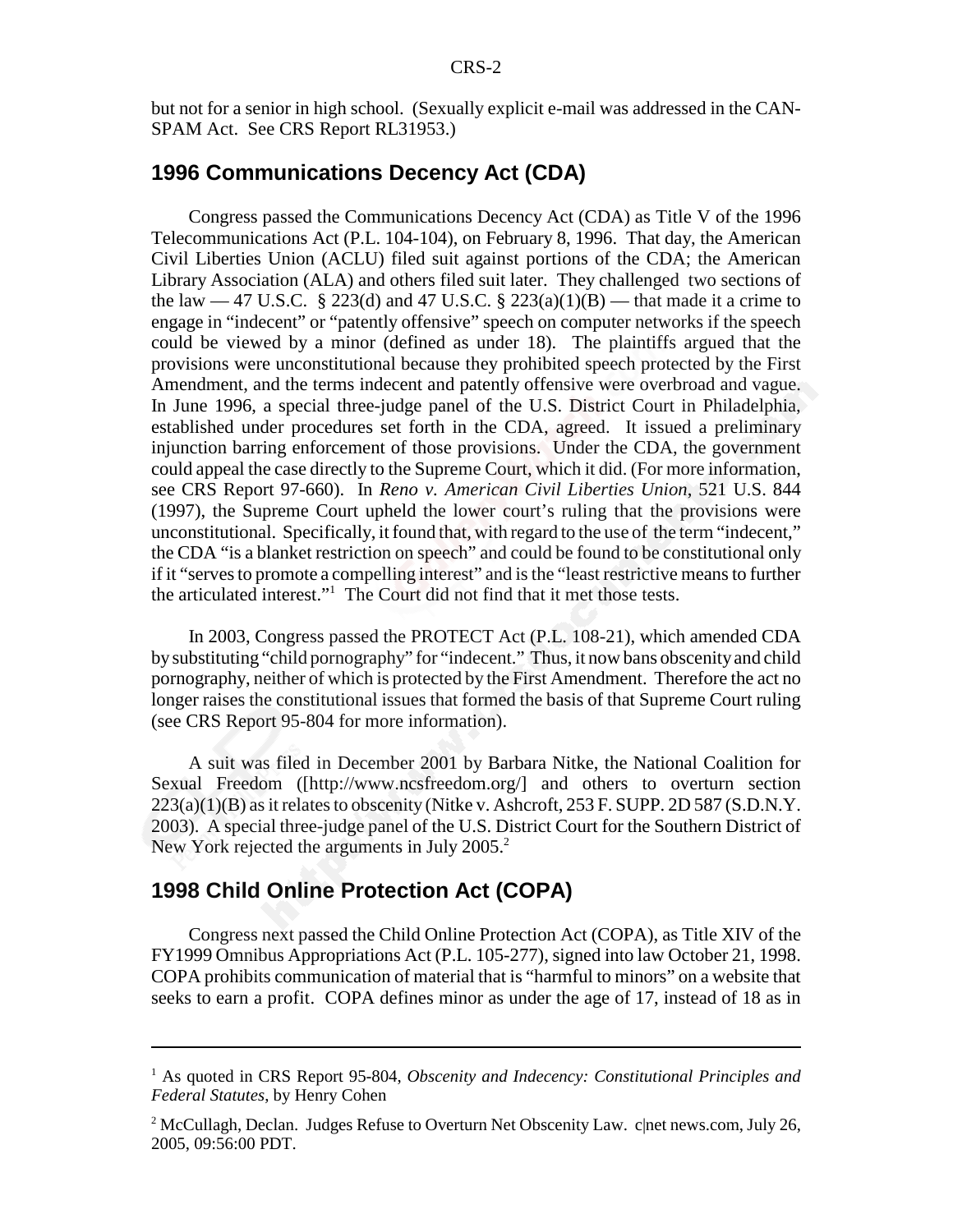but not for a senior in high school. (Sexually explicit e-mail was addressed in the CAN-SPAM Act. See CRS Report RL31953.)

## 1996 Communications Decency Act (CDA)

Congress passed the Communications Decency Act (CDA) as Title V of the 1996 Telecommunications Act (P.L. 104-104), on February 8, 1996. That day, the American Civil Liberties Union (ACLU) filed suit against portions of the CDA; the American Library Association (ALA) and others filed suit later. They challenged two sections of the law — 47 U.S.C. § 223(d) and 47 U.S.C. § 223(a)(1)(B) — that made it a crime to engage in "indecent" or "patently offensive" speech on computer networks if the speech could be viewed by a minor (defined as under 18). The plaintiffs argued that the provisions were unconstitutional because they prohibited speech protected by the First Amendment, and the terms indecent and patently offensive were overbroad and vague. In June 1996, a special three-judge panel of the U.S. District Court in Philadelphia, established under procedures set forth in the CDA, agreed. It issued a preliminary injunction barring enforcement of those provisions. Under the CDA, the government could appeal the case directly to the Supreme Court, which it did. (For more information, see CRS Report 97-660). In *Reno v. American Civil Liberties Union*, 521 U.S. 844 (1997), the Supreme Court upheld the lower court's ruling that the provisions were unconstitutional. Specifically, it found that, with regard to the use of the term "indecent," the CDA "is a blanket restriction on speech" and could be found to be constitutional only if it "serves to promote a compelling interest" and is the "least restrictive means to further the articulated interest."[1] The Court did not find that it met those tests.

In 2003, Congress passed the PROTECT Act (P.L. 108-21), which amended CDA by substituting "child pornography" for "indecent." Thus, it now bans obscenity and child pornography, neither of which is protected by the First Amendment. Therefore the act no longer raises the constitutional issues that formed the basis of that Supreme Court ruling (see CRS Report 95-804 for more information).

A suit was filed in December 2001 by Barbara Nitke, the National Coalition for Sexual Freedom ([http://www.ncsfreedom.org/] and others to overturn section 223(a)(1)(B) as it relates to obscenity (Nitke v. Ashcroft, 253 F. SUPP. 2D 587 (S.D.N.Y. 2003). A special three-judge panel of the U.S. District Court for the Southern District of New York rejected the arguments in July 2005.[2]

## 1998 Child Online Protection Act (COPA)

Congress next passed the Child Online Protection Act (COPA), as Title XIV of the FY1999 Omnibus Appropriations Act (P.L. 105-277), signed into law October 21, 1998. COPA prohibits communication of material that is "harmful to minors" on a website that seeks to earn a profit. COPA defines minor as under the age of 17, instead of 18 as in

---

[1] As quoted in CRS Report 95-804, *Obscenity and Indecency: Constitutional Principles and Federal Statutes*, by Henry Cohen

[2] McCullagh, Declan. Judges Refuse to Overturn Net Obscenity Law. c|net news.com, July 26, 2005, 09:56:00 PDT.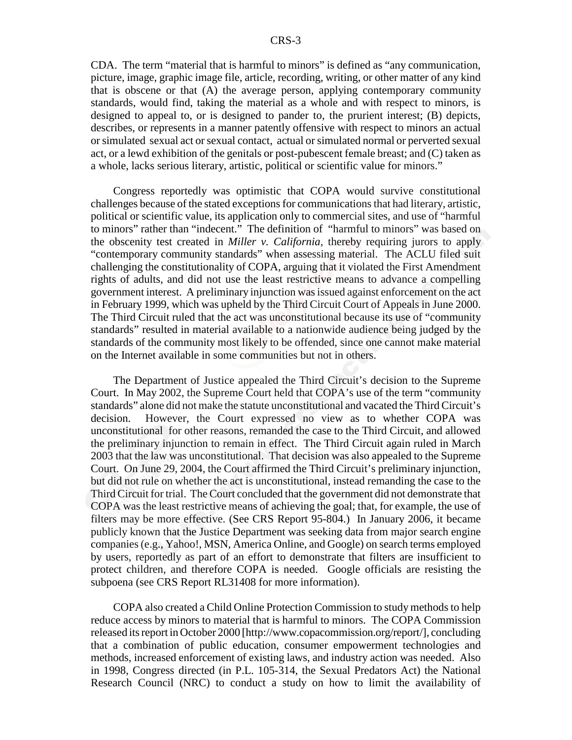CDA. The term "material that is harmful to minors" is defined as "any communication, picture, image, graphic image file, article, recording, writing, or other matter of any kind that is obscene or that (A) the average person, applying contemporary community standards, would find, taking the material as a whole and with respect to minors, is designed to appeal to, or is designed to pander to, the prurient interest; (B) depicts, describes, or represents in a manner patently offensive with respect to minors an actual or simulated sexual act or sexual contact, actual or simulated normal or perverted sexual act, or a lewd exhibition of the genitals or post-pubescent female breast; and (C) taken as a whole, lacks serious literary, artistic, political or scientific value for minors."

Congress reportedly was optimistic that COPA would survive constitutional challenges because of the stated exceptions for communications that had literary, artistic, political or scientific value, its application only to commercial sites, and use of "harmful to minors" rather than "indecent." The definition of "harmful to minors" was based on the obscenity test created in *Miller v. California*, thereby requiring jurors to apply "contemporary community standards" when assessing material. The ACLU filed suit challenging the constitutionality of COPA, arguing that it violated the First Amendment rights of adults, and did not use the least restrictive means to advance a compelling government interest. A preliminary injunction was issued against enforcement on the act in February 1999, which was upheld by the Third Circuit Court of Appeals in June 2000. The Third Circuit ruled that the act was unconstitutional because its use of "community standards" resulted in material available to a nationwide audience being judged by the standards of the community most likely to be offended, since one cannot make material on the Internet available in some communities but not in others.

The Department of Justice appealed the Third Circuit's decision to the Supreme Court. In May 2002, the Supreme Court held that COPA's use of the term "community standards" alone did not make the statute unconstitutional and vacated the Third Circuit's decision. However, the Court expressed no view as to whether COPA was unconstitutional for other reasons, remanded the case to the Third Circuit, and allowed the preliminary injunction to remain in effect. The Third Circuit again ruled in March 2003 that the law was unconstitutional. That decision was also appealed to the Supreme Court. On June 29, 2004, the Court affirmed the Third Circuit's preliminary injunction, but did not rule on whether the act is unconstitutional, instead remanding the case to the Third Circuit for trial. The Court concluded that the government did not demonstrate that COPA was the least restrictive means of achieving the goal; that, for example, the use of filters may be more effective. (See CRS Report 95-804.) In January 2006, it became publicly known that the Justice Department was seeking data from major search engine companies (e.g., Yahoo!, MSN, America Online, and Google) on search terms employed by users, reportedly as part of an effort to demonstrate that filters are insufficient to protect children, and therefore COPA is needed. Google officials are resisting the subpoena (see CRS Report RL31408 for more information).

COPA also created a Child Online Protection Commission to study methods to help reduce access by minors to material that is harmful to minors. The COPA Commission released its report in October 2000 [http://www.copacommission.org/report/], concluding that a combination of public education, consumer empowerment technologies and methods, increased enforcement of existing laws, and industry action was needed. Also in 1998, Congress directed (in P.L. 105-314, the Sexual Predators Act) the National Research Council (NRC) to conduct a study on how to limit the availability of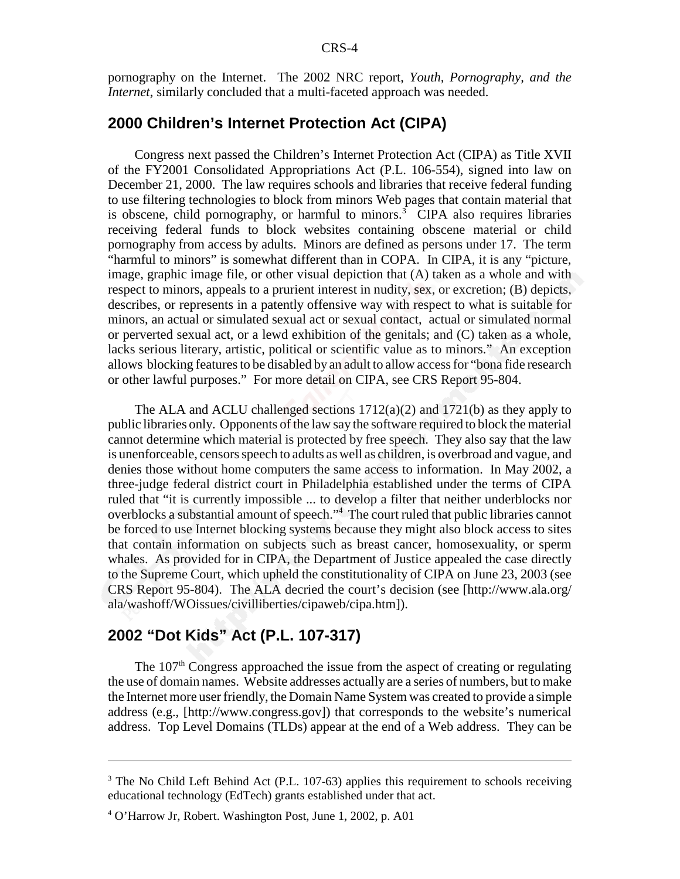pornography on the Internet. The 2002 NRC report, *Youth, Pornography, and the Internet*, similarly concluded that a multi-faceted approach was needed.

## 2000 Children's Internet Protection Act (CIPA)

Congress next passed the Children's Internet Protection Act (CIPA) as Title XVII of the FY2001 Consolidated Appropriations Act (P.L. 106-554), signed into law on December 21, 2000. The law requires schools and libraries that receive federal funding to use filtering technologies to block from minors Web pages that contain material that is obscene, child pornography, or harmful to minors.[3] CIPA also requires libraries receiving federal funds to block websites containing obscene material or child pornography from access by adults. Minors are defined as persons under 17. The term "harmful to minors" is somewhat different than in COPA. In CIPA, it is any "picture, image, graphic image file, or other visual depiction that (A) taken as a whole and with respect to minors, appeals to a prurient interest in nudity, sex, or excretion; (B) depicts, describes, or represents in a patently offensive way with respect to what is suitable for minors, an actual or simulated sexual act or sexual contact, actual or simulated normal or perverted sexual act, or a lewd exhibition of the genitals; and (C) taken as a whole, lacks serious literary, artistic, political or scientific value as to minors." An exception allows blocking features to be disabled by an adult to allow access for "bona fide research or other lawful purposes." For more detail on CIPA, see CRS Report 95-804.

The ALA and ACLU challenged sections 1712(a)(2) and 1721(b) as they apply to public libraries only. Opponents of the law say the software required to block the material cannot determine which material is protected by free speech. They also say that the law is unenforceable, censors speech to adults as well as children, is overbroad and vague, and denies those without home computers the same access to information. In May 2002, a three-judge federal district court in Philadelphia established under the terms of CIPA ruled that "it is currently impossible ... to develop a filter that neither underblocks nor overblocks a substantial amount of speech."[4] The court ruled that public libraries cannot be forced to use Internet blocking systems because they might also block access to sites that contain information on subjects such as breast cancer, homosexuality, or sperm whales. As provided for in CIPA, the Department of Justice appealed the case directly to the Supreme Court, which upheld the constitutionality of CIPA on June 23, 2003 (see CRS Report 95-804). The ALA decried the court's decision (see [http://www.ala.org/ala/washoff/WOissues/civilliberties/cipaweb/cipa.htm]).

## 2002 "Dot Kids" Act (P.L. 107-317)

The 107th Congress approached the issue from the aspect of creating or regulating the use of domain names. Website addresses actually are a series of numbers, but to make the Internet more user friendly, the Domain Name System was created to provide a simple address (e.g., [http://www.congress.gov]) that corresponds to the website's numerical address. Top Level Domains (TLDs) appear at the end of a Web address. They can be

---

[3] The No Child Left Behind Act (P.L. 107-63) applies this requirement to schools receiving educational technology (EdTech) grants established under that act.

[4] O'Harrow Jr, Robert. Washington Post, June 1, 2002, p. A01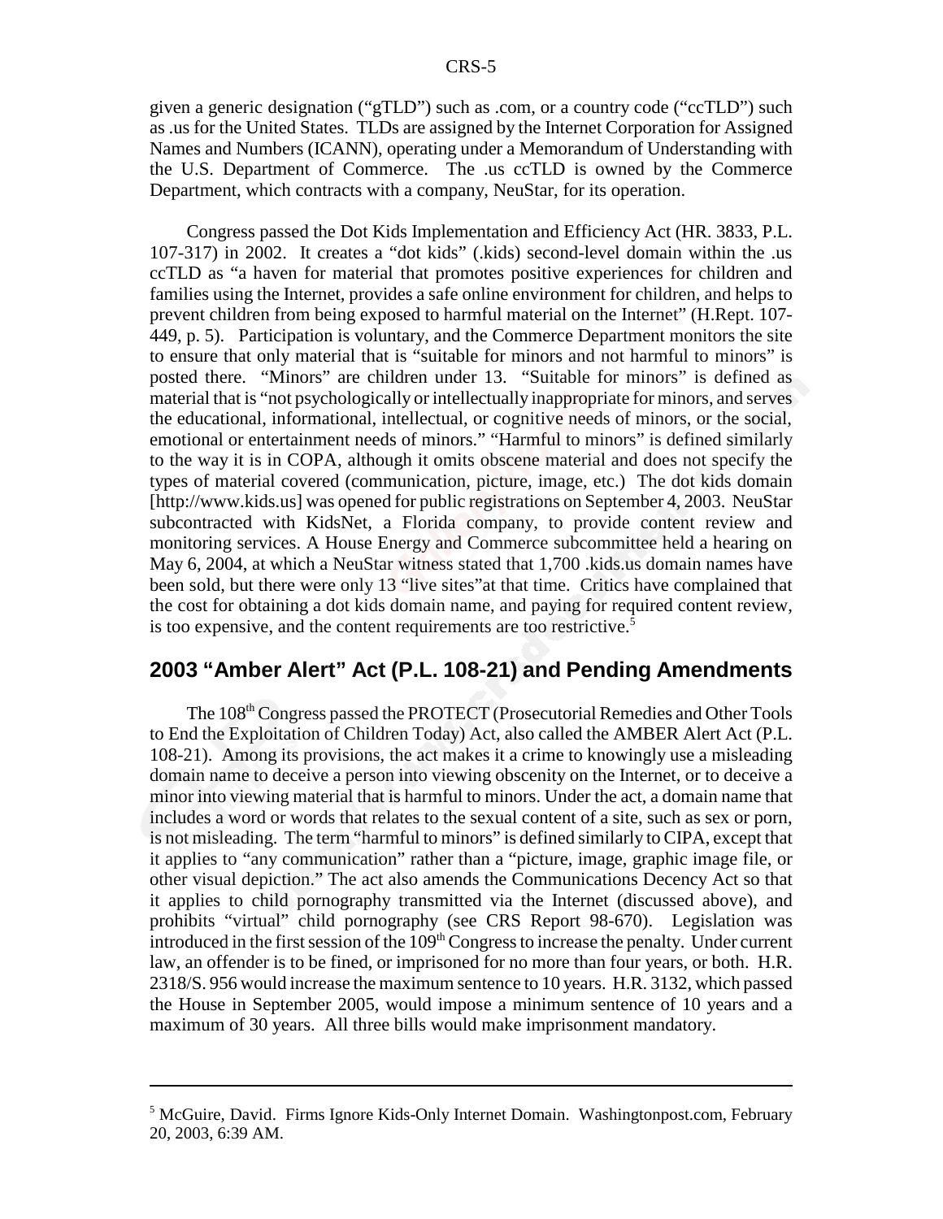given a generic designation ("gTLD") such as .com, or a country code ("ccTLD") such as .us for the United States. TLDs are assigned by the Internet Corporation for Assigned Names and Numbers (ICANN), operating under a Memorandum of Understanding with the U.S. Department of Commerce. The .us ccTLD is owned by the Commerce Department, which contracts with a company, NeuStar, for its operation.

Congress passed the Dot Kids Implementation and Efficiency Act (HR. 3833, P.L. 107-317) in 2002. It creates a "dot kids" (.kids) second-level domain within the .us ccTLD as "a haven for material that promotes positive experiences for children and families using the Internet, provides a safe online environment for children, and helps to prevent children from being exposed to harmful material on the Internet" (H.Rept. 107-449, p. 5). Participation is voluntary, and the Commerce Department monitors the site to ensure that only material that is "suitable for minors and not harmful to minors" is posted there. "Minors" are children under 13. "Suitable for minors" is defined as material that is "not psychologically or intellectually inappropriate for minors, and serves the educational, informational, intellectual, or cognitive needs of minors, or the social, emotional or entertainment needs of minors." "Harmful to minors" is defined similarly to the way it is in COPA, although it omits obscene material and does not specify the types of material covered (communication, picture, image, etc.) The dot kids domain [http://www.kids.us] was opened for public registrations on September 4, 2003. NeuStar subcontracted with KidsNet, a Florida company, to provide content review and monitoring services. A House Energy and Commerce subcommittee held a hearing on May 6, 2004, at which a NeuStar witness stated that 1,700 .kids.us domain names have been sold, but there were only 13 "live sites"at that time. Critics have complained that the cost for obtaining a dot kids domain name, and paying for required content review, is too expensive, and the content requirements are too restrictive.[5]

## 2003 "Amber Alert" Act (P.L. 108-21) and Pending Amendments

The 108th Congress passed the PROTECT (Prosecutorial Remedies and Other Tools to End the Exploitation of Children Today) Act, also called the AMBER Alert Act (P.L. 108-21). Among its provisions, the act makes it a crime to knowingly use a misleading domain name to deceive a person into viewing obscenity on the Internet, or to deceive a minor into viewing material that is harmful to minors. Under the act, a domain name that includes a word or words that relates to the sexual content of a site, such as sex or porn, is not misleading. The term "harmful to minors" is defined similarly to CIPA, except that it applies to "any communication" rather than a "picture, image, graphic image file, or other visual depiction." The act also amends the Communications Decency Act so that it applies to child pornography transmitted via the Internet (discussed above), and prohibits "virtual" child pornography (see CRS Report 98-670). Legislation was introduced in the first session of the 109th Congress to increase the penalty. Under current law, an offender is to be fined, or imprisoned for no more than four years, or both. H.R. 2318/S. 956 would increase the maximum sentence to 10 years. H.R. 3132, which passed the House in September 2005, would impose a minimum sentence of 10 years and a maximum of 30 years. All three bills would make imprisonment mandatory.

---

[5] McGuire, David. Firms Ignore Kids-Only Internet Domain. Washingtonpost.com, February 20, 2003, 6:39 AM.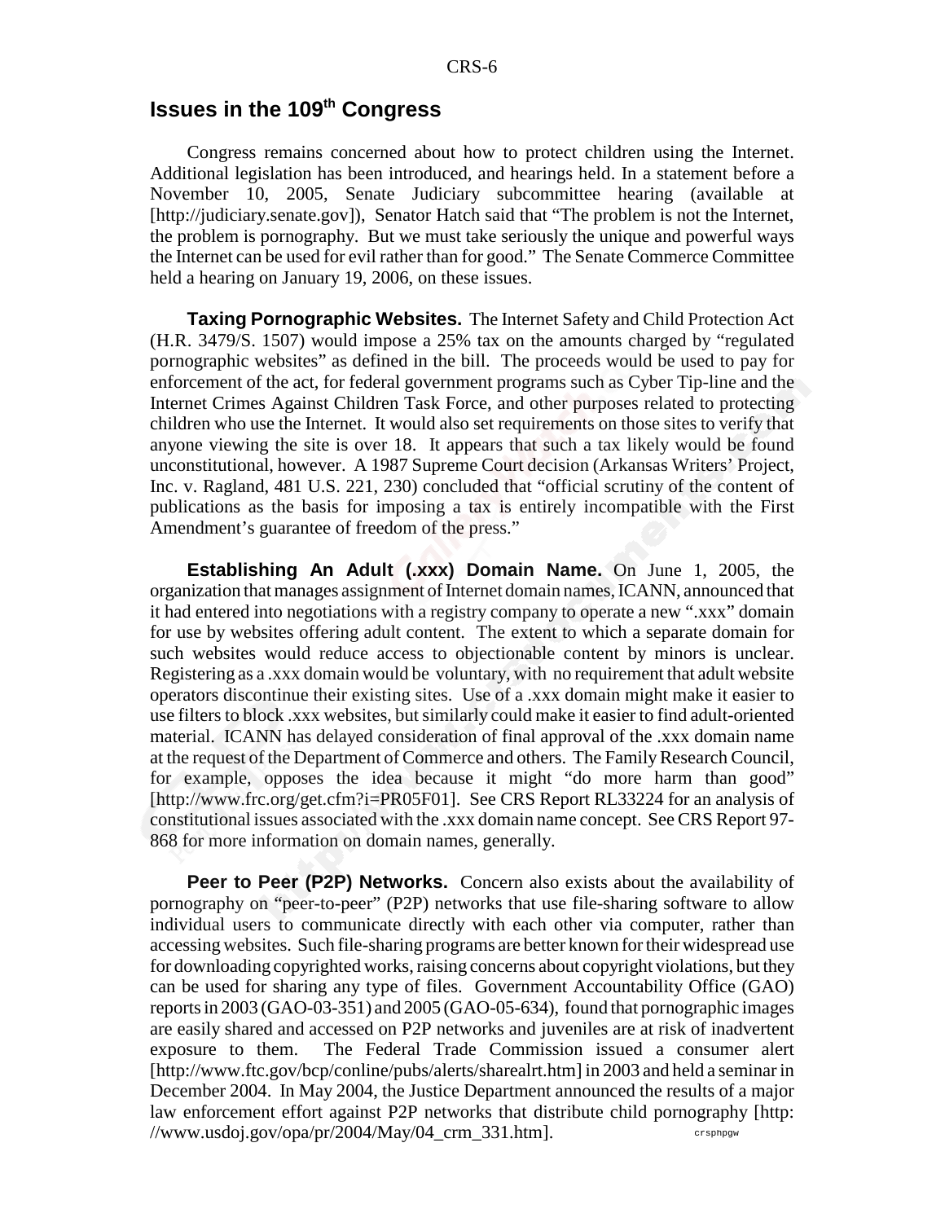## Issues in the 109th Congress

Congress remains concerned about how to protect children using the Internet. Additional legislation has been introduced, and hearings held. In a statement before a November 10, 2005, Senate Judiciary subcommittee hearing (available at [http://judiciary.senate.gov]), Senator Hatch said that "The problem is not the Internet, the problem is pornography. But we must take seriously the unique and powerful ways the Internet can be used for evil rather than for good." The Senate Commerce Committee held a hearing on January 19, 2006, on these issues.

**Taxing Pornographic Websites.** The Internet Safety and Child Protection Act (H.R. 3479/S. 1507) would impose a 25% tax on the amounts charged by "regulated pornographic websites" as defined in the bill. The proceeds would be used to pay for enforcement of the act, for federal government programs such as Cyber Tip-line and the Internet Crimes Against Children Task Force, and other purposes related to protecting children who use the Internet. It would also set requirements on those sites to verify that anyone viewing the site is over 18. It appears that such a tax likely would be found unconstitutional, however. A 1987 Supreme Court decision (Arkansas Writers' Project, Inc. v. Ragland, 481 U.S. 221, 230) concluded that "official scrutiny of the content of publications as the basis for imposing a tax is entirely incompatible with the First Amendment's guarantee of freedom of the press."

**Establishing An Adult (.xxx) Domain Name.** On June 1, 2005, the organization that manages assignment of Internet domain names, ICANN, announced that it had entered into negotiations with a registry company to operate a new ".xxx" domain for use by websites offering adult content. The extent to which a separate domain for such websites would reduce access to objectionable content by minors is unclear. Registering as a .xxx domain would be voluntary, with no requirement that adult website operators discontinue their existing sites. Use of a .xxx domain might make it easier to use filters to block .xxx websites, but similarly could make it easier to find adult-oriented material. ICANN has delayed consideration of final approval of the .xxx domain name at the request of the Department of Commerce and others. The Family Research Council, for example, opposes the idea because it might "do more harm than good" [http://www.frc.org/get.cfm?i=PR05F01]. See CRS Report RL33224 for an analysis of constitutional issues associated with the .xxx domain name concept. See CRS Report 97-868 for more information on domain names, generally.

**Peer to Peer (P2P) Networks.** Concern also exists about the availability of pornography on "peer-to-peer" (P2P) networks that use file-sharing software to allow individual users to communicate directly with each other via computer, rather than accessing websites. Such file-sharing programs are better known for their widespread use for downloading copyrighted works, raising concerns about copyright violations, but they can be used for sharing any type of files. Government Accountability Office (GAO) reports in 2003 (GAO-03-351) and 2005 (GAO-05-634), found that pornographic images are easily shared and accessed on P2P networks and juveniles are at risk of inadvertent exposure to them. The Federal Trade Commission issued a consumer alert [http://www.ftc.gov/bcp/conline/pubs/alerts/sharealrt.htm] in 2003 and held a seminar in December 2004. In May 2004, the Justice Department announced the results of a major law enforcement effort against P2P networks that distribute child pornography [http://www.usdoj.gov/opa/pr/2004/May/04_crm_331.htm].